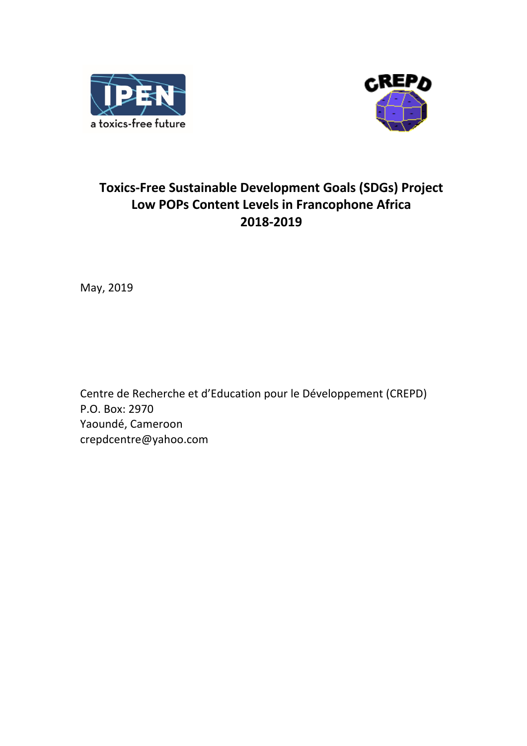# Toxics-Free Sustainable Development Goals (SDGs) Project
# Low POPs Content Levels in Francophone Africa
# 2018-2019

May, 2019

Centre de Recherche et d'Education pour le Développement (CREPD)
P.O. Box: 2970
Yaoundé, Cameroon
crepdcentre@yahoo.com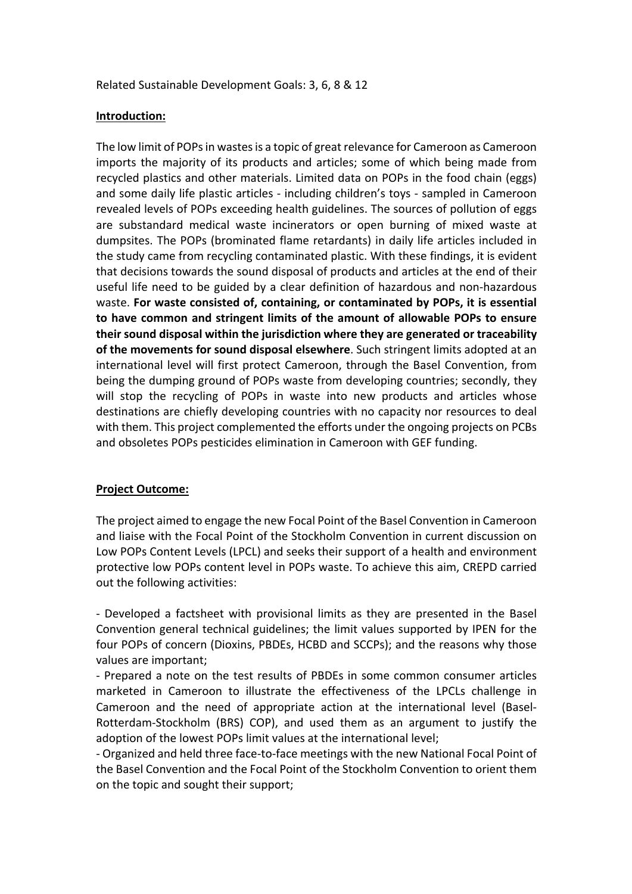Related Sustainable Development Goals: 3, 6, 8 & 12

**Introduction:**

The low limit of POPs in wastes is a topic of great relevance for Cameroon as Cameroon imports the majority of its products and articles; some of which being made from recycled plastics and other materials. Limited data on POPs in the food chain (eggs) and some daily life plastic articles - including children's toys - sampled in Cameroon revealed levels of POPs exceeding health guidelines. The sources of pollution of eggs are substandard medical waste incinerators or open burning of mixed waste at dumpsites. The POPs (brominated flame retardants) in daily life articles included in the study came from recycling contaminated plastic. With these findings, it is evident that decisions towards the sound disposal of products and articles at the end of their useful life need to be guided by a clear definition of hazardous and non-hazardous waste. **For waste consisted of, containing, or contaminated by POPs, it is essential to have common and stringent limits of the amount of allowable POPs to ensure their sound disposal within the jurisdiction where they are generated or traceability of the movements for sound disposal elsewhere**. Such stringent limits adopted at an international level will first protect Cameroon, through the Basel Convention, from being the dumping ground of POPs waste from developing countries; secondly, they will stop the recycling of POPs in waste into new products and articles whose destinations are chiefly developing countries with no capacity nor resources to deal with them. This project complemented the efforts under the ongoing projects on PCBs and obsoletes POPs pesticides elimination in Cameroon with GEF funding.

**Project Outcome:**

The project aimed to engage the new Focal Point of the Basel Convention in Cameroon and liaise with the Focal Point of the Stockholm Convention in current discussion on Low POPs Content Levels (LPCL) and seeks their support of a health and environment protective low POPs content level in POPs waste. To achieve this aim, CREPD carried out the following activities:

- Developed a factsheet with provisional limits as they are presented in the Basel Convention general technical guidelines; the limit values supported by IPEN for the four POPs of concern (Dioxins, PBDEs, HCBD and SCCPs); and the reasons why those values are important;
- Prepared a note on the test results of PBDEs in some common consumer articles marketed in Cameroon to illustrate the effectiveness of the LPCLs challenge in Cameroon and the need of appropriate action at the international level (Basel-Rotterdam-Stockholm (BRS) COP), and used them as an argument to justify the adoption of the lowest POPs limit values at the international level;
- Organized and held three face-to-face meetings with the new National Focal Point of the Basel Convention and the Focal Point of the Stockholm Convention to orient them on the topic and sought their support;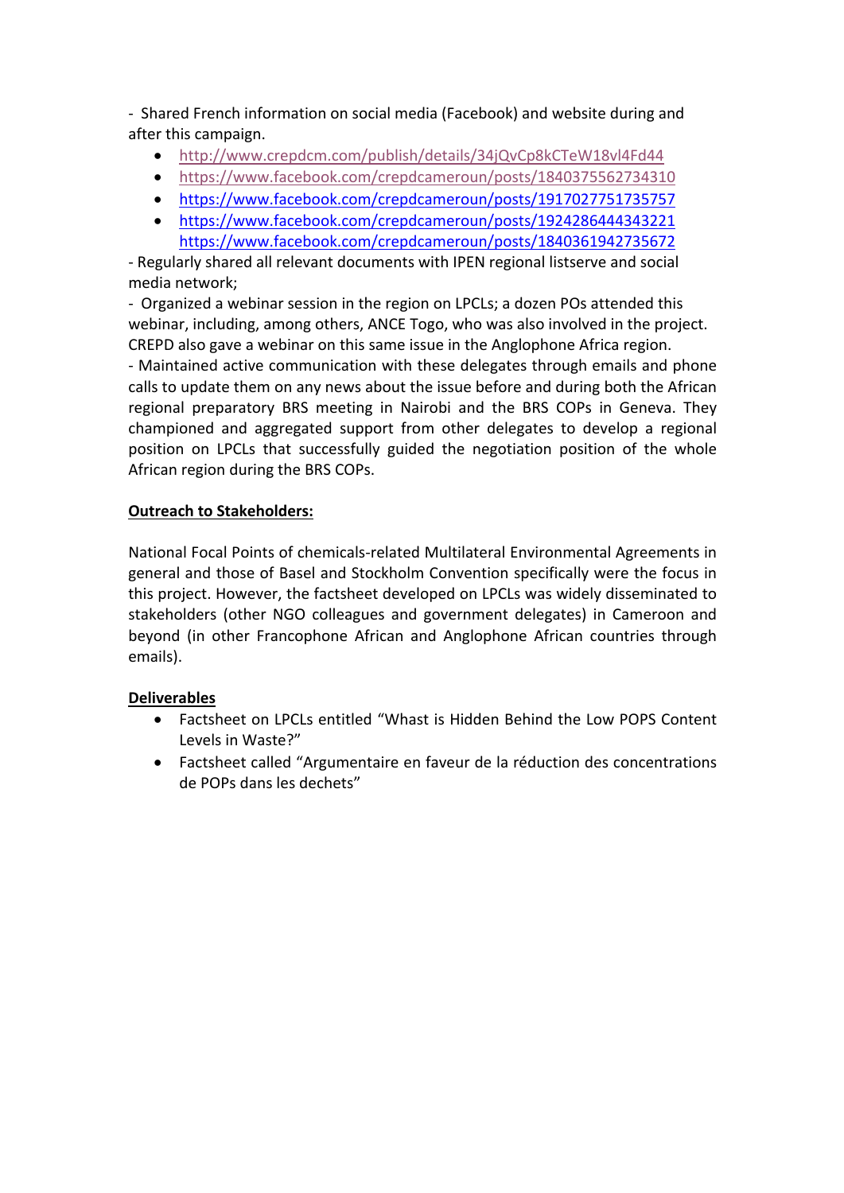- Shared French information on social media (Facebook) and website during and after this campaign.

- http://www.crepdcm.com/publish/details/34jQvCp8kCTeW18vl4Fd44
- https://www.facebook.com/crepdcameroun/posts/1840375562734310
- https://www.facebook.com/crepdcameroun/posts/1917027751735757
- https://www.facebook.com/crepdcameroun/posts/1924286444343221
  https://www.facebook.com/crepdcameroun/posts/1840361942735672

- Regularly shared all relevant documents with IPEN regional listserve and social media network;

- Organized a webinar session in the region on LPCLs; a dozen POs attended this webinar, including, among others, ANCE Togo, who was also involved in the project. CREPD also gave a webinar on this same issue in the Anglophone Africa region.

- Maintained active communication with these delegates through emails and phone calls to update them on any news about the issue before and during both the African regional preparatory BRS meeting in Nairobi and the BRS COPs in Geneva. They championed and aggregated support from other delegates to develop a regional position on LPCLs that successfully guided the negotiation position of the whole African region during the BRS COPs.

**Outreach to Stakeholders:**

National Focal Points of chemicals-related Multilateral Environmental Agreements in general and those of Basel and Stockholm Convention specifically were the focus in this project. However, the factsheet developed on LPCLs was widely disseminated to stakeholders (other NGO colleagues and government delegates) in Cameroon and beyond (in other Francophone African and Anglophone African countries through emails).

**Deliverables**

- Factsheet on LPCLs entitled "Whast is Hidden Behind the Low POPS Content Levels in Waste?"
- Factsheet called "Argumentaire en faveur de la réduction des concentrations de POPs dans les dechets"